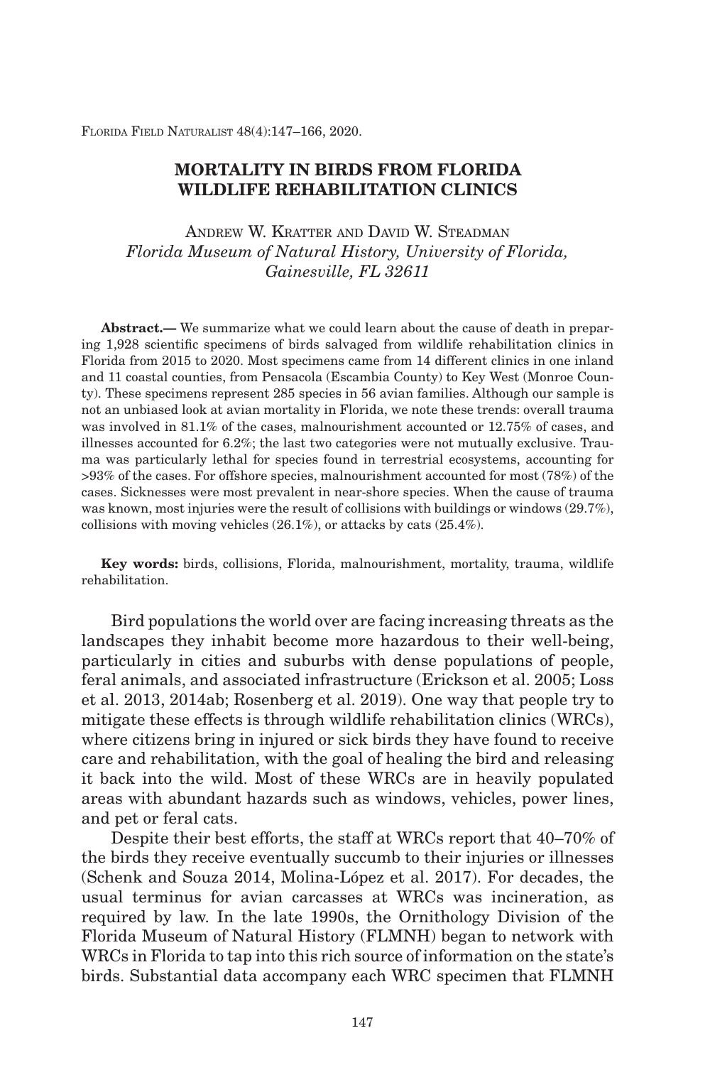# MORTALITY IN BIRDS FROM FLORIDA WILDLIFE REHABILITATION CLINICS

Andrew W. Kratter and David W. Steadman
*Florida Museum of Natural History, University of Florida, Gainesville, FL 32611*

**Abstract.—** We summarize what we could learn about the cause of death in preparing 1,928 scientific specimens of birds salvaged from wildlife rehabilitation clinics in Florida from 2015 to 2020. Most specimens came from 14 different clinics in one inland and 11 coastal counties, from Pensacola (Escambia County) to Key West (Monroe County). These specimens represent 285 species in 56 avian families. Although our sample is not an unbiased look at avian mortality in Florida, we note these trends: overall trauma was involved in 81.1% of the cases, malnourishment accounted or 12.75% of cases, and illnesses accounted for 6.2%; the last two categories were not mutually exclusive. Trauma was particularly lethal for species found in terrestrial ecosystems, accounting for >93% of the cases. For offshore species, malnourishment accounted for most (78%) of the cases. Sicknesses were most prevalent in near-shore species. When the cause of trauma was known, most injuries were the result of collisions with buildings or windows (29.7%), collisions with moving vehicles (26.1%), or attacks by cats (25.4%).

**Key words:** birds, collisions, Florida, malnourishment, mortality, trauma, wildlife rehabilitation.

Bird populations the world over are facing increasing threats as the landscapes they inhabit become more hazardous to their well-being, particularly in cities and suburbs with dense populations of people, feral animals, and associated infrastructure (Erickson et al. 2005; Loss et al. 2013, 2014ab; Rosenberg et al. 2019). One way that people try to mitigate these effects is through wildlife rehabilitation clinics (WRCs), where citizens bring in injured or sick birds they have found to receive care and rehabilitation, with the goal of healing the bird and releasing it back into the wild. Most of these WRCs are in heavily populated areas with abundant hazards such as windows, vehicles, power lines, and pet or feral cats.

Despite their best efforts, the staff at WRCs report that 40–70% of the birds they receive eventually succumb to their injuries or illnesses (Schenk and Souza 2014, Molina-López et al. 2017). For decades, the usual terminus for avian carcasses at WRCs was incineration, as required by law. In the late 1990s, the Ornithology Division of the Florida Museum of Natural History (FLMNH) began to network with WRCs in Florida to tap into this rich source of information on the state's birds. Substantial data accompany each WRC specimen that FLMNH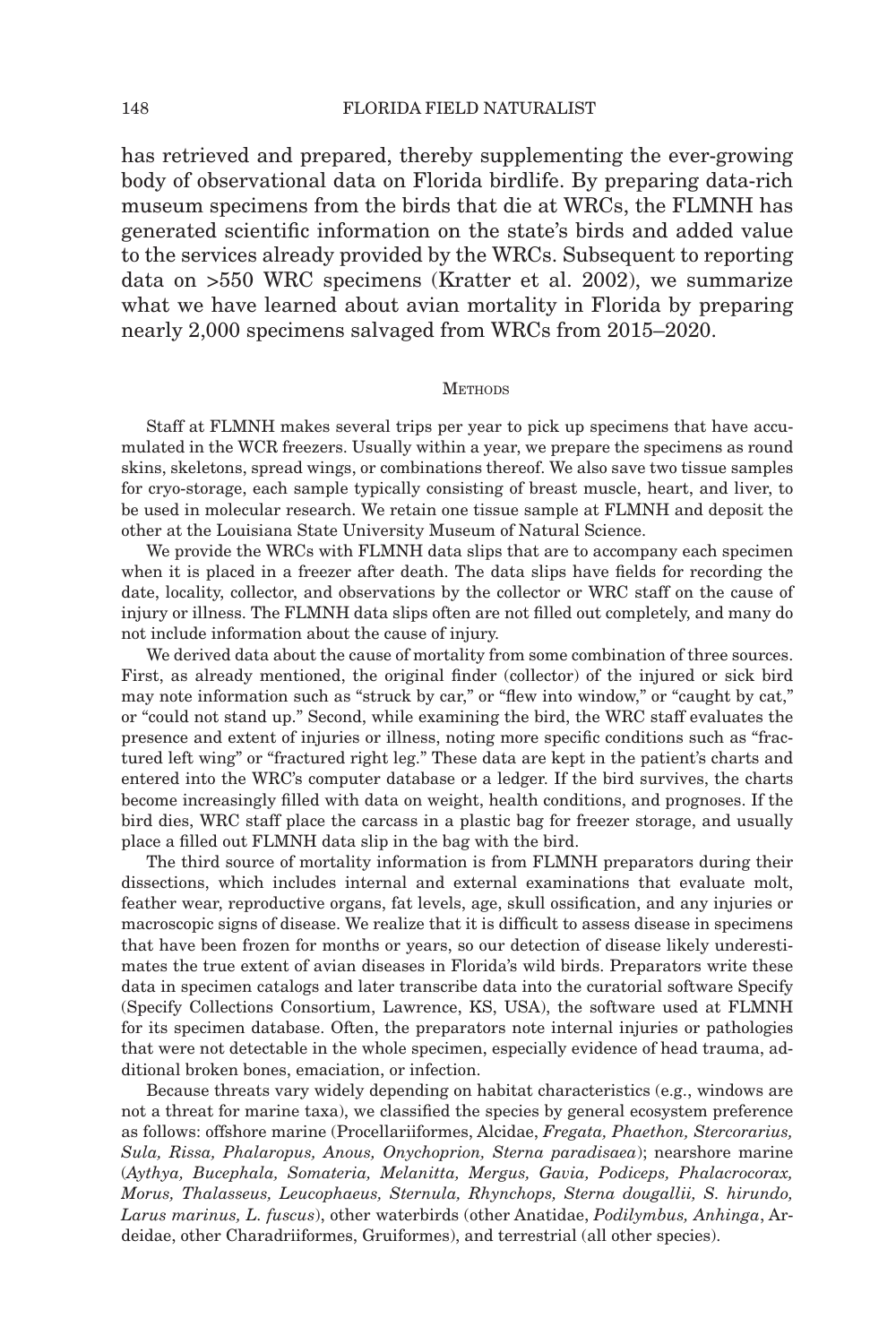has retrieved and prepared, thereby supplementing the ever-growing body of observational data on Florida birdlife. By preparing data-rich museum specimens from the birds that die at WRCs, the FLMNH has generated scientific information on the state's birds and added value to the services already provided by the WRCs. Subsequent to reporting data on >550 WRC specimens (Kratter et al. 2002), we summarize what we have learned about avian mortality in Florida by preparing nearly 2,000 specimens salvaged from WRCs from 2015–2020.

## Methods

Staff at FLMNH makes several trips per year to pick up specimens that have accumulated in the WCR freezers. Usually within a year, we prepare the specimens as round skins, skeletons, spread wings, or combinations thereof. We also save two tissue samples for cryo-storage, each sample typically consisting of breast muscle, heart, and liver, to be used in molecular research. We retain one tissue sample at FLMNH and deposit the other at the Louisiana State University Museum of Natural Science.

We provide the WRCs with FLMNH data slips that are to accompany each specimen when it is placed in a freezer after death. The data slips have fields for recording the date, locality, collector, and observations by the collector or WRC staff on the cause of injury or illness. The FLMNH data slips often are not filled out completely, and many do not include information about the cause of injury.

We derived data about the cause of mortality from some combination of three sources. First, as already mentioned, the original finder (collector) of the injured or sick bird may note information such as "struck by car," or "flew into window," or "caught by cat," or "could not stand up." Second, while examining the bird, the WRC staff evaluates the presence and extent of injuries or illness, noting more specific conditions such as "fractured left wing" or "fractured right leg." These data are kept in the patient's charts and entered into the WRC's computer database or a ledger. If the bird survives, the charts become increasingly filled with data on weight, health conditions, and prognoses. If the bird dies, WRC staff place the carcass in a plastic bag for freezer storage, and usually place a filled out FLMNH data slip in the bag with the bird.

The third source of mortality information is from FLMNH preparators during their dissections, which includes internal and external examinations that evaluate molt, feather wear, reproductive organs, fat levels, age, skull ossification, and any injuries or macroscopic signs of disease. We realize that it is difficult to assess disease in specimens that have been frozen for months or years, so our detection of disease likely underestimates the true extent of avian diseases in Florida's wild birds. Preparators write these data in specimen catalogs and later transcribe data into the curatorial software Specify (Specify Collections Consortium, Lawrence, KS, USA), the software used at FLMNH for its specimen database. Often, the preparators note internal injuries or pathologies that were not detectable in the whole specimen, especially evidence of head trauma, additional broken bones, emaciation, or infection.

Because threats vary widely depending on habitat characteristics (e.g., windows are not a threat for marine taxa), we classified the species by general ecosystem preference as follows: offshore marine (Procellariiformes, Alcidae, *Fregata, Phaethon, Stercorarius, Sula, Rissa, Phalaropus, Anous, Onychoprion, Sterna paradisaea*); nearshore marine (*Aythya, Bucephala, Somateria, Melanitta, Mergus, Gavia, Podiceps, Phalacrocorax, Morus, Thalasseus, Leucophaeus, Sternula, Rhynchops, Sterna dougallii, S. hirundo, Larus marinus, L. fuscus*), other waterbirds (other Anatidae, *Podilymbus, Anhinga*, Ardeidae, other Charadriiformes, Gruiformes), and terrestrial (all other species).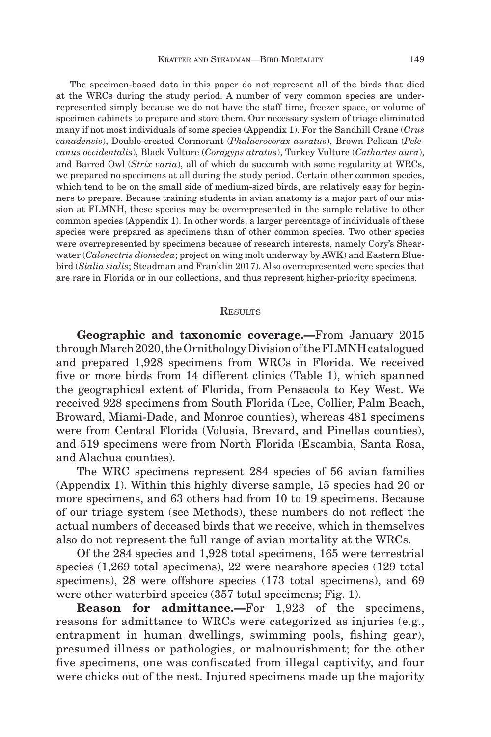The specimen-based data in this paper do not represent all of the birds that died at the WRCs during the study period. A number of very common species are underrepresented simply because we do not have the staff time, freezer space, or volume of specimen cabinets to prepare and store them. Our necessary system of triage eliminated many if not most individuals of some species (Appendix 1). For the Sandhill Crane (*Grus canadensis*), Double-crested Cormorant (*Phalacrocorax auratus*), Brown Pelican (*Pelecanus occidentalis*), Black Vulture (*Coragyps atratus*), Turkey Vulture (*Cathartes aura*), and Barred Owl (*Strix varia*), all of which do succumb with some regularity at WRCs, we prepared no specimens at all during the study period. Certain other common species, which tend to be on the small side of medium-sized birds, are relatively easy for beginners to prepare. Because training students in avian anatomy is a major part of our mission at FLMNH, these species may be overrepresented in the sample relative to other common species (Appendix 1). In other words, a larger percentage of individuals of these species were prepared as specimens than of other common species. Two other species were overrepresented by specimens because of research interests, namely Cory's Shearwater (*Calonectris diomedea*; project on wing molt underway by AWK) and Eastern Bluebird (*Sialia sialis*; Steadman and Franklin 2017). Also overrepresented were species that are rare in Florida or in our collections, and thus represent higher-priority specimens.

## Results

**Geographic and taxonomic coverage.—**From January 2015 through March 2020, the Ornithology Division of the FLMNH catalogued and prepared 1,928 specimens from WRCs in Florida. We received five or more birds from 14 different clinics (Table 1), which spanned the geographical extent of Florida, from Pensacola to Key West. We received 928 specimens from South Florida (Lee, Collier, Palm Beach, Broward, Miami-Dade, and Monroe counties), whereas 481 specimens were from Central Florida (Volusia, Brevard, and Pinellas counties), and 519 specimens were from North Florida (Escambia, Santa Rosa, and Alachua counties).

The WRC specimens represent 284 species of 56 avian families (Appendix 1). Within this highly diverse sample, 15 species had 20 or more specimens, and 63 others had from 10 to 19 specimens. Because of our triage system (see Methods), these numbers do not reflect the actual numbers of deceased birds that we receive, which in themselves also do not represent the full range of avian mortality at the WRCs.

Of the 284 species and 1,928 total specimens, 165 were terrestrial species (1,269 total specimens), 22 were nearshore species (129 total specimens), 28 were offshore species (173 total specimens), and 69 were other waterbird species (357 total specimens; Fig. 1).

**Reason for admittance.—**For 1,923 of the specimens, reasons for admittance to WRCs were categorized as injuries (e.g., entrapment in human dwellings, swimming pools, fishing gear), presumed illness or pathologies, or malnourishment; for the other five specimens, one was confiscated from illegal captivity, and four were chicks out of the nest. Injured specimens made up the majority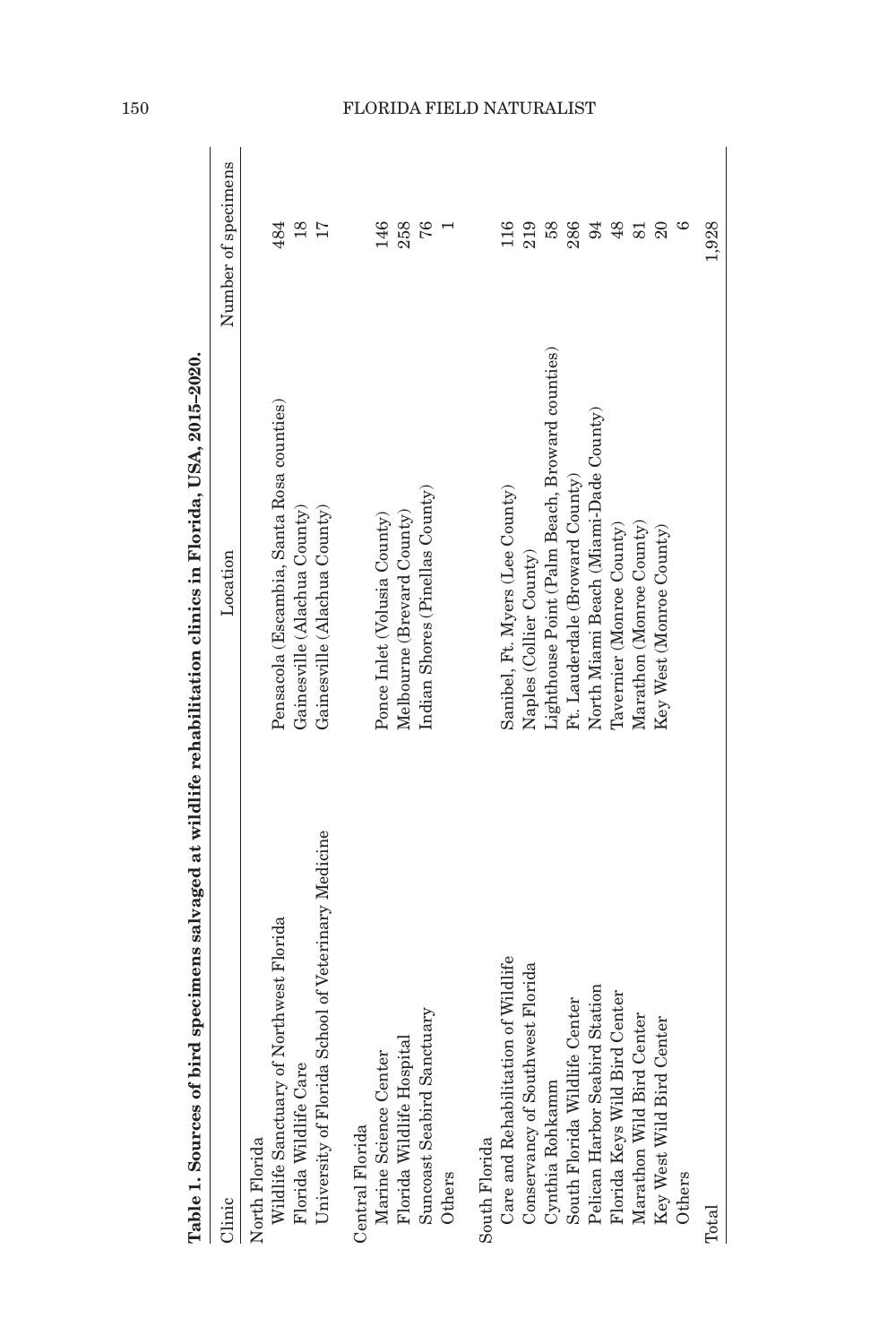**Table 1. Sources of bird specimens salvaged at wildlife rehabilitation clinics in Florida, USA, 2015–2020.**

| Clinic | Location | Number of specimens |
|---|---|---|
| North Florida | | |
| Wildlife Sanctuary of Northwest Florida | Pensacola (Escambia, Santa Rosa counties) | 484 |
| Florida Wildlife Care | Gainesville (Alachua County) | 18 |
| University of Florida School of Veterinary Medicine | Gainesville (Alachua County) | 17 |
| Central Florida | | |
| Marine Science Center | Ponce Inlet (Volusia County) | 146 |
| Florida Wildlife Hospital | Melbourne (Brevard County) | 258 |
| Suncoast Seabird Sanctuary | Indian Shores (Pinellas County) | 76 |
| Others | | 1 |
| South Florida | | |
| Care and Rehabilitation of Wildlife | Sanibel, Ft. Myers (Lee County) | 116 |
| Conservancy of Southwest Florida | Naples (Collier County) | 219 |
| Cynthia Rohkamm | Lighthouse Point (Palm Beach, Broward counties) | 58 |
| South Florida Wildlife Center | Ft. Lauderdale (Broward County) | 286 |
| Pelican Harbor Seabird Station | North Miami Beach (Miami-Dade County) | 94 |
| Florida Keys Wild Bird Center | Tavernier (Monroe County) | 48 |
| Marathon Wild Bird Center | Marathon (Monroe County) | 81 |
| Key West Wild Bird Center | Key West (Monroe County) | 20 |
| Others | | 6 |
| Total | | 1,928 |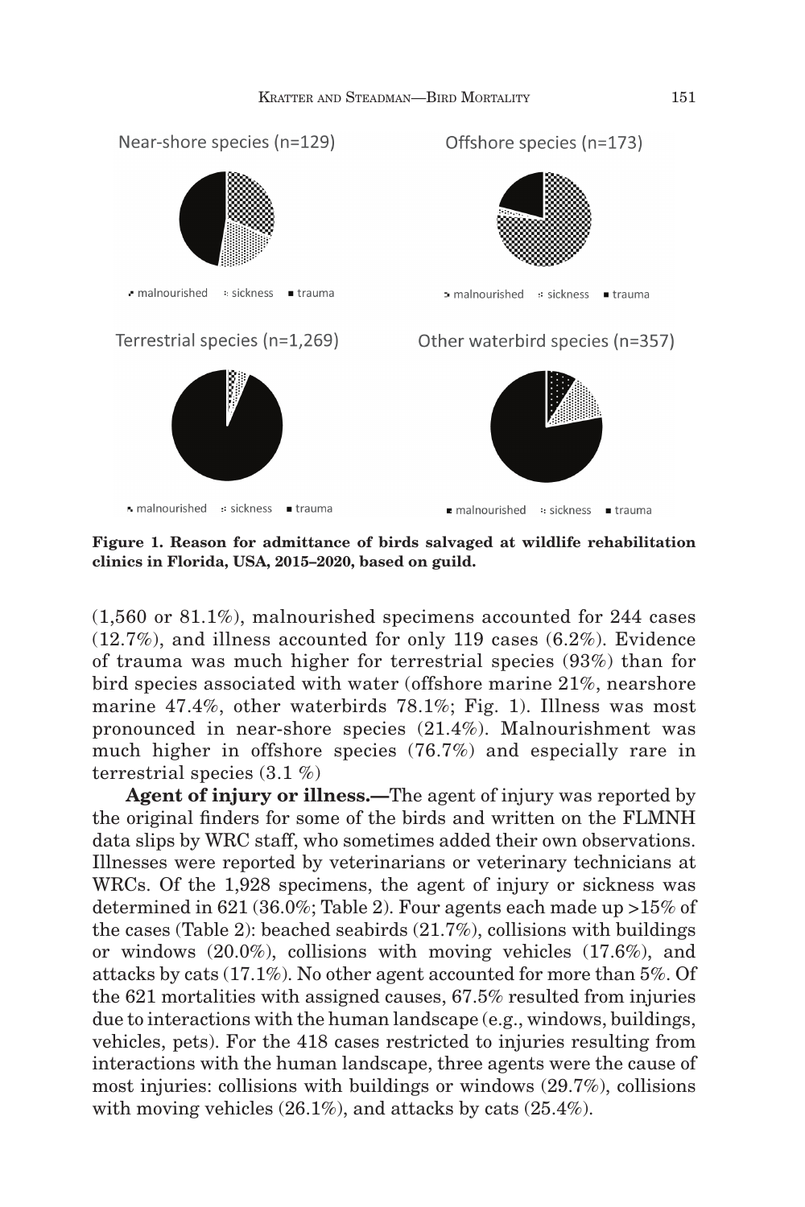Near-shore species (n=129)

Offshore species (n=173)

Terrestrial species (n=1,269)

Other waterbird species (n=357)

malnourished  sickness  trauma

**Figure 1. Reason for admittance of birds salvaged at wildlife rehabilitation clinics in Florida, USA, 2015–2020, based on guild.**

(1,560 or 81.1%), malnourished specimens accounted for 244 cases (12.7%), and illness accounted for only 119 cases (6.2%). Evidence of trauma was much higher for terrestrial species (93%) than for bird species associated with water (offshore marine 21%, nearshore marine 47.4%, other waterbirds 78.1%; Fig. 1). Illness was most pronounced in near-shore species (21.4%). Malnourishment was much higher in offshore species (76.7%) and especially rare in terrestrial species (3.1 %)

**Agent of injury or illness.—**The agent of injury was reported by the original finders for some of the birds and written on the FLMNH data slips by WRC staff, who sometimes added their own observations. Illnesses were reported by veterinarians or veterinary technicians at WRCs. Of the 1,928 specimens, the agent of injury or sickness was determined in 621 (36.0%; Table 2). Four agents each made up >15% of the cases (Table 2): beached seabirds (21.7%), collisions with buildings or windows (20.0%), collisions with moving vehicles (17.6%), and attacks by cats (17.1%). No other agent accounted for more than 5%. Of the 621 mortalities with assigned causes, 67.5% resulted from injuries due to interactions with the human landscape (e.g., windows, buildings, vehicles, pets). For the 418 cases restricted to injuries resulting from interactions with the human landscape, three agents were the cause of most injuries: collisions with buildings or windows (29.7%), collisions with moving vehicles (26.1%), and attacks by cats (25.4%).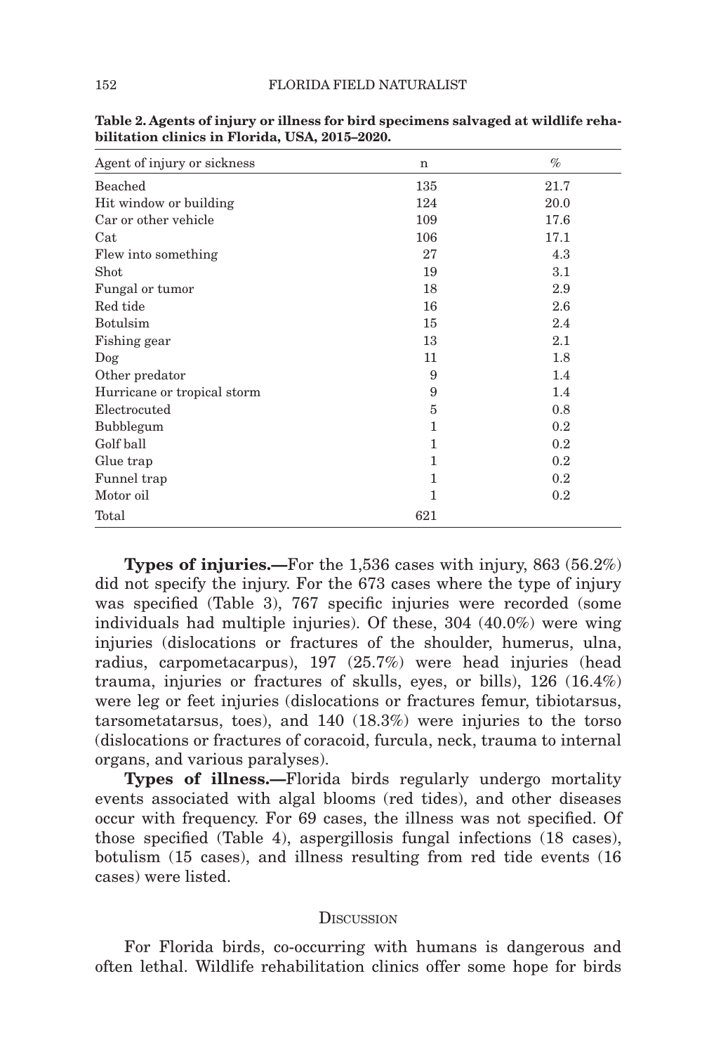**Table 2. Agents of injury or illness for bird specimens salvaged at wildlife rehabilitation clinics in Florida, USA, 2015–2020.**

| Agent of injury or sickness | n | % |
|---|---|---|
| Beached | 135 | 21.7 |
| Hit window or building | 124 | 20.0 |
| Car or other vehicle | 109 | 17.6 |
| Cat | 106 | 17.1 |
| Flew into something | 27 | 4.3 |
| Shot | 19 | 3.1 |
| Fungal or tumor | 18 | 2.9 |
| Red tide | 16 | 2.6 |
| Botulsim | 15 | 2.4 |
| Fishing gear | 13 | 2.1 |
| Dog | 11 | 1.8 |
| Other predator | 9 | 1.4 |
| Hurricane or tropical storm | 9 | 1.4 |
| Electrocuted | 5 | 0.8 |
| Bubblegum | 1 | 0.2 |
| Golf ball | 1 | 0.2 |
| Glue trap | 1 | 0.2 |
| Funnel trap | 1 | 0.2 |
| Motor oil | 1 | 0.2 |
| Total | 621 | |

**Types of injuries.—**For the 1,536 cases with injury, 863 (56.2%) did not specify the injury. For the 673 cases where the type of injury was specified (Table 3), 767 specific injuries were recorded (some individuals had multiple injuries). Of these, 304 (40.0%) were wing injuries (dislocations or fractures of the shoulder, humerus, ulna, radius, carpometacarpus), 197 (25.7%) were head injuries (head trauma, injuries or fractures of skulls, eyes, or bills), 126 (16.4%) were leg or feet injuries (dislocations or fractures femur, tibiotarsus, tarsometatarsus, toes), and 140 (18.3%) were injuries to the torso (dislocations or fractures of coracoid, furcula, neck, trauma to internal organs, and various paralyses).

**Types of illness.—**Florida birds regularly undergo mortality events associated with algal blooms (red tides), and other diseases occur with frequency. For 69 cases, the illness was not specified. Of those specified (Table 4), aspergillosis fungal infections (18 cases), botulism (15 cases), and illness resulting from red tide events (16 cases) were listed.

## Discussion

For Florida birds, co-occurring with humans is dangerous and often lethal. Wildlife rehabilitation clinics offer some hope for birds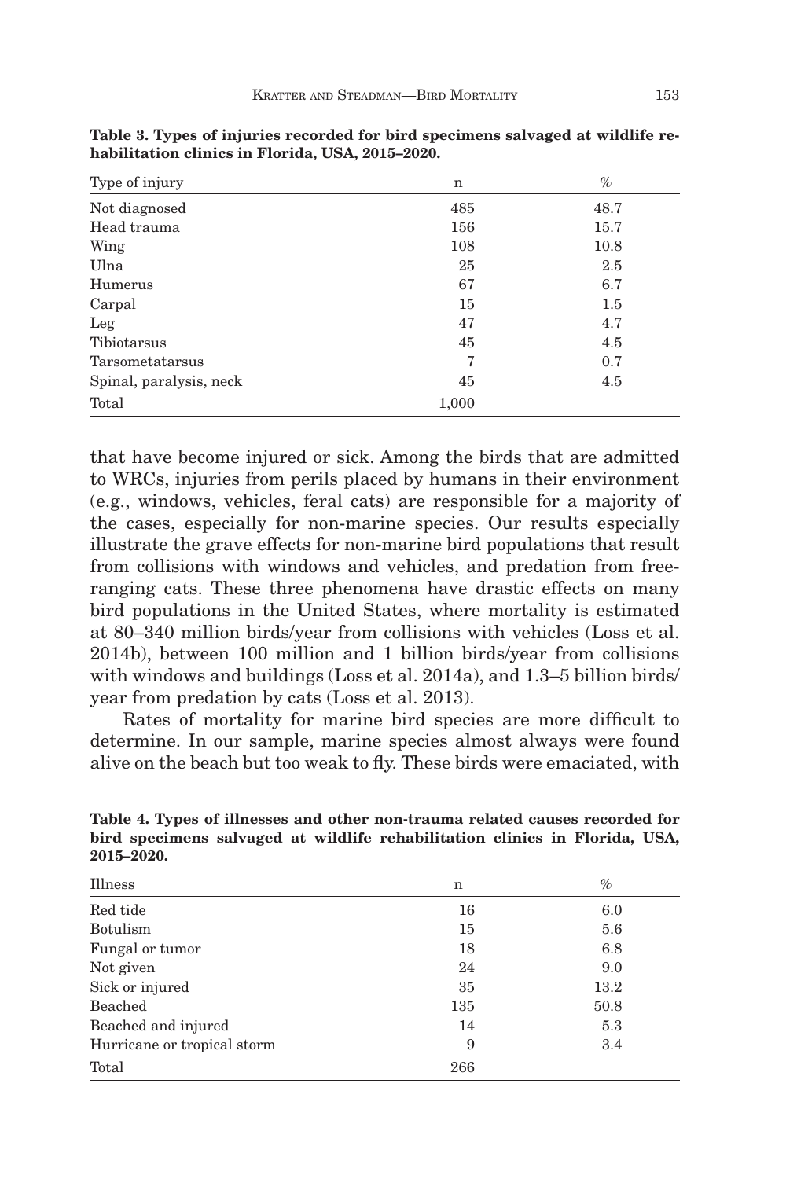**Table 3. Types of injuries recorded for bird specimens salvaged at wildlife rehabilitation clinics in Florida, USA, 2015–2020.**

| Type of injury | n | % |
|---|---|---|
| Not diagnosed | 485 | 48.7 |
| Head trauma | 156 | 15.7 |
| Wing | 108 | 10.8 |
| Ulna | 25 | 2.5 |
| Humerus | 67 | 6.7 |
| Carpal | 15 | 1.5 |
| Leg | 47 | 4.7 |
| Tibiotarsus | 45 | 4.5 |
| Tarsometatarsus | 7 | 0.7 |
| Spinal, paralysis, neck | 45 | 4.5 |
| Total | 1,000 | |

that have become injured or sick. Among the birds that are admitted to WRCs, injuries from perils placed by humans in their environment (e.g., windows, vehicles, feral cats) are responsible for a majority of the cases, especially for non-marine species. Our results especially illustrate the grave effects for non-marine bird populations that result from collisions with windows and vehicles, and predation from free-ranging cats. These three phenomena have drastic effects on many bird populations in the United States, where mortality is estimated at 80–340 million birds/year from collisions with vehicles (Loss et al. 2014b), between 100 million and 1 billion birds/year from collisions with windows and buildings (Loss et al. 2014a), and 1.3–5 billion birds/year from predation by cats (Loss et al. 2013).

Rates of mortality for marine bird species are more difficult to determine. In our sample, marine species almost always were found alive on the beach but too weak to fly. These birds were emaciated, with

**Table 4. Types of illnesses and other non-trauma related causes recorded for bird specimens salvaged at wildlife rehabilitation clinics in Florida, USA, 2015–2020.**

| Illness | n | % |
|---|---|---|
| Red tide | 16 | 6.0 |
| Botulism | 15 | 5.6 |
| Fungal or tumor | 18 | 6.8 |
| Not given | 24 | 9.0 |
| Sick or injured | 35 | 13.2 |
| Beached | 135 | 50.8 |
| Beached and injured | 14 | 5.3 |
| Hurricane or tropical storm | 9 | 3.4 |
| Total | 266 | |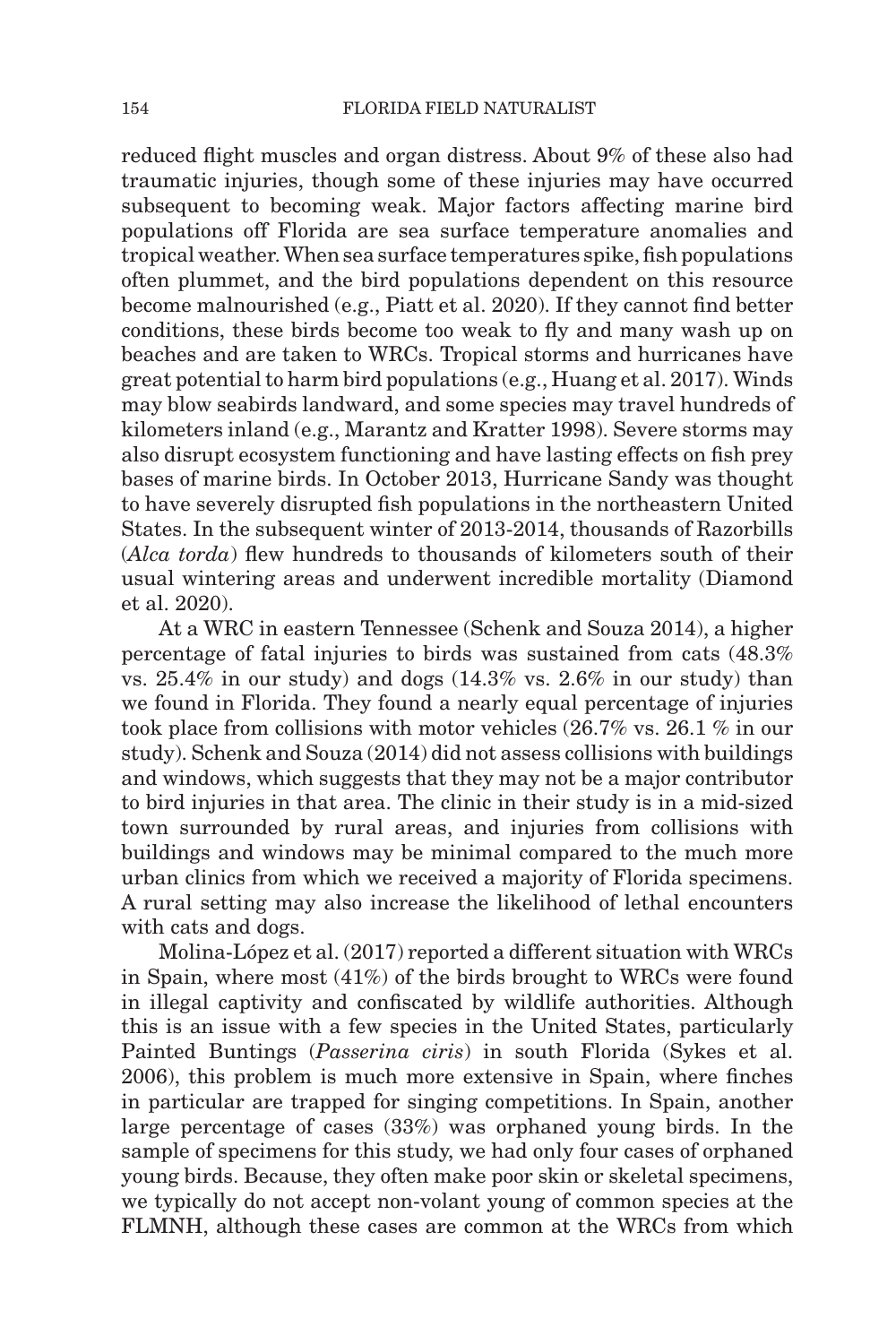reduced flight muscles and organ distress. About 9% of these also had traumatic injuries, though some of these injuries may have occurred subsequent to becoming weak. Major factors affecting marine bird populations off Florida are sea surface temperature anomalies and tropical weather. When sea surface temperatures spike, fish populations often plummet, and the bird populations dependent on this resource become malnourished (e.g., Piatt et al. 2020). If they cannot find better conditions, these birds become too weak to fly and many wash up on beaches and are taken to WRCs. Tropical storms and hurricanes have great potential to harm bird populations (e.g., Huang et al. 2017). Winds may blow seabirds landward, and some species may travel hundreds of kilometers inland (e.g., Marantz and Kratter 1998). Severe storms may also disrupt ecosystem functioning and have lasting effects on fish prey bases of marine birds. In October 2013, Hurricane Sandy was thought to have severely disrupted fish populations in the northeastern United States. In the subsequent winter of 2013-2014, thousands of Razorbills (*Alca torda*) flew hundreds to thousands of kilometers south of their usual wintering areas and underwent incredible mortality (Diamond et al. 2020).

At a WRC in eastern Tennessee (Schenk and Souza 2014), a higher percentage of fatal injuries to birds was sustained from cats (48.3% vs. 25.4% in our study) and dogs (14.3% vs. 2.6% in our study) than we found in Florida. They found a nearly equal percentage of injuries took place from collisions with motor vehicles (26.7% vs. 26.1 % in our study). Schenk and Souza (2014) did not assess collisions with buildings and windows, which suggests that they may not be a major contributor to bird injuries in that area. The clinic in their study is in a mid-sized town surrounded by rural areas, and injuries from collisions with buildings and windows may be minimal compared to the much more urban clinics from which we received a majority of Florida specimens. A rural setting may also increase the likelihood of lethal encounters with cats and dogs.

Molina-López et al. (2017) reported a different situation with WRCs in Spain, where most (41%) of the birds brought to WRCs were found in illegal captivity and confiscated by wildlife authorities. Although this is an issue with a few species in the United States, particularly Painted Buntings (*Passerina ciris*) in south Florida (Sykes et al. 2006), this problem is much more extensive in Spain, where finches in particular are trapped for singing competitions. In Spain, another large percentage of cases (33%) was orphaned young birds. In the sample of specimens for this study, we had only four cases of orphaned young birds. Because, they often make poor skin or skeletal specimens, we typically do not accept non-volant young of common species at the FLMNH, although these cases are common at the WRCs from which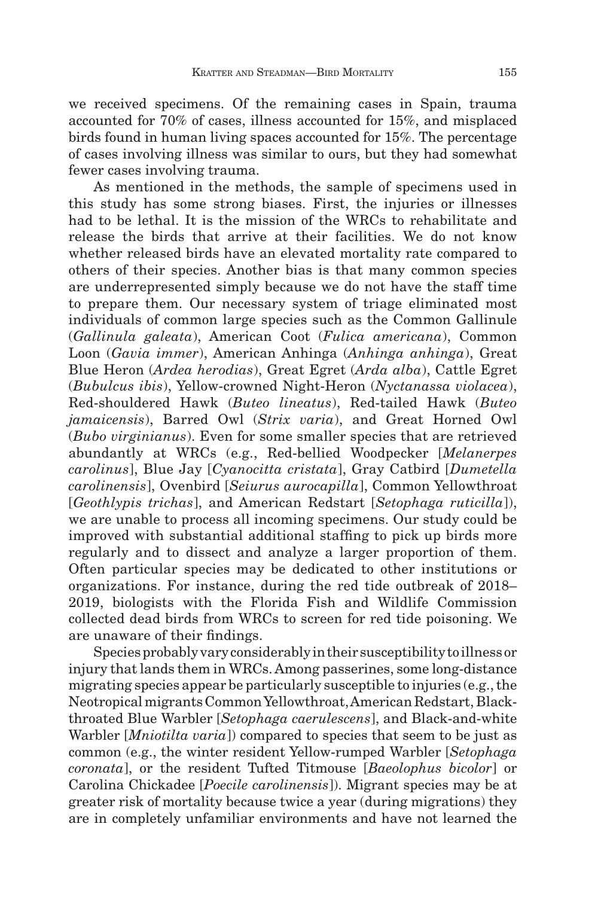we received specimens. Of the remaining cases in Spain, trauma accounted for 70% of cases, illness accounted for 15%, and misplaced birds found in human living spaces accounted for 15%. The percentage of cases involving illness was similar to ours, but they had somewhat fewer cases involving trauma.

As mentioned in the methods, the sample of specimens used in this study has some strong biases. First, the injuries or illnesses had to be lethal. It is the mission of the WRCs to rehabilitate and release the birds that arrive at their facilities. We do not know whether released birds have an elevated mortality rate compared to others of their species. Another bias is that many common species are underrepresented simply because we do not have the staff time to prepare them. Our necessary system of triage eliminated most individuals of common large species such as the Common Gallinule (*Gallinula galeata*), American Coot (*Fulica americana*), Common Loon (*Gavia immer*), American Anhinga (*Anhinga anhinga*), Great Blue Heron (*Ardea herodias*), Great Egret (*Arda alba*), Cattle Egret (*Bubulcus ibis*), Yellow-crowned Night-Heron (*Nyctanassa violacea*), Red-shouldered Hawk (*Buteo lineatus*), Red-tailed Hawk (*Buteo jamaicensis*), Barred Owl (*Strix varia*), and Great Horned Owl (*Bubo virginianus*). Even for some smaller species that are retrieved abundantly at WRCs (e.g., Red-bellied Woodpecker [*Melanerpes carolinus*], Blue Jay [*Cyanocitta cristata*], Gray Catbird [*Dumetella carolinensis*], Ovenbird [*Seiurus aurocapilla*], Common Yellowthroat [*Geothlypis trichas*], and American Redstart [*Setophaga ruticilla*]), we are unable to process all incoming specimens. Our study could be improved with substantial additional staffing to pick up birds more regularly and to dissect and analyze a larger proportion of them. Often particular species may be dedicated to other institutions or organizations. For instance, during the red tide outbreak of 2018–2019, biologists with the Florida Fish and Wildlife Commission collected dead birds from WRCs to screen for red tide poisoning. We are unaware of their findings.

Species probably vary considerably in their susceptibility to illness or injury that lands them in WRCs. Among passerines, some long-distance migrating species appear be particularly susceptible to injuries (e.g., the Neotropical migrants Common Yellowthroat, American Redstart, Black-throated Blue Warbler [*Setophaga caerulescens*], and Black-and-white Warbler [*Mniotilta varia*]) compared to species that seem to be just as common (e.g., the winter resident Yellow-rumped Warbler [*Setophaga coronata*], or the resident Tufted Titmouse [*Baeolophus bicolor*] or Carolina Chickadee [*Poecile carolinensis*]). Migrant species may be at greater risk of mortality because twice a year (during migrations) they are in completely unfamiliar environments and have not learned the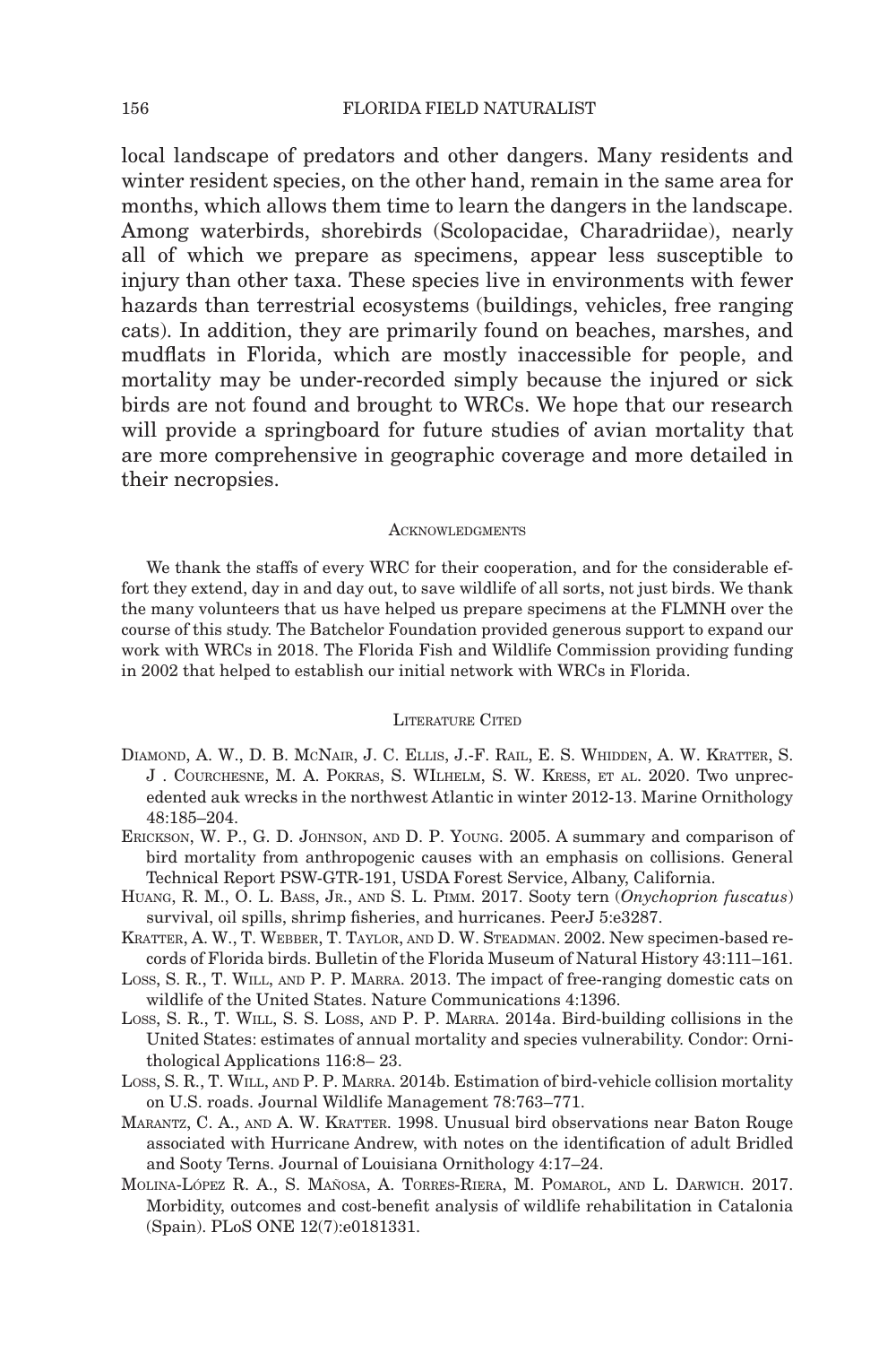local landscape of predators and other dangers. Many residents and winter resident species, on the other hand, remain in the same area for months, which allows them time to learn the dangers in the landscape. Among waterbirds, shorebirds (Scolopacidae, Charadriidae), nearly all of which we prepare as specimens, appear less susceptible to injury than other taxa. These species live in environments with fewer hazards than terrestrial ecosystems (buildings, vehicles, free ranging cats). In addition, they are primarily found on beaches, marshes, and mudflats in Florida, which are mostly inaccessible for people, and mortality may be under-recorded simply because the injured or sick birds are not found and brought to WRCs. We hope that our research will provide a springboard for future studies of avian mortality that are more comprehensive in geographic coverage and more detailed in their necropsies.

## Acknowledgments

We thank the staffs of every WRC for their cooperation, and for the considerable effort they extend, day in and day out, to save wildlife of all sorts, not just birds. We thank the many volunteers that us have helped us prepare specimens at the FLMNH over the course of this study. The Batchelor Foundation provided generous support to expand our work with WRCs in 2018. The Florida Fish and Wildlife Commission providing funding in 2002 that helped to establish our initial network with WRCs in Florida.

## Literature Cited

Diamond, A. W., D. B. McNair, J. C. Ellis, J.-F. Rail, E. S. Whidden, A. W. Kratter, S. J . Courchesne, M. A. Pokras, S. WIlhelm, S. W. Kress, et al. 2020. Two unprecedented auk wrecks in the northwest Atlantic in winter 2012-13. Marine Ornithology 48:185–204.

Erickson, W. P., G. D. Johnson, and D. P. Young. 2005. A summary and comparison of bird mortality from anthropogenic causes with an emphasis on collisions. General Technical Report PSW-GTR-191, USDA Forest Service, Albany, California.

Huang, R. M., O. L. Bass, Jr., and S. L. Pimm. 2017. Sooty tern (*Onychoprion fuscatus*) survival, oil spills, shrimp fisheries, and hurricanes. PeerJ 5:e3287.

Kratter, A. W., T. Webber, T. Taylor, and D. W. Steadman. 2002. New specimen-based records of Florida birds. Bulletin of the Florida Museum of Natural History 43:111–161.

Loss, S. R., T. Will, and P. P. Marra. 2013. The impact of free-ranging domestic cats on wildlife of the United States. Nature Communications 4:1396.

Loss, S. R., T. Will, S. S. Loss, and P. P. Marra. 2014a. Bird-building collisions in the United States: estimates of annual mortality and species vulnerability. Condor: Ornithological Applications 116:8– 23.

Loss, S. R., T. Will, and P. P. Marra. 2014b. Estimation of bird-vehicle collision mortality on U.S. roads. Journal Wildlife Management 78:763–771.

Marantz, C. A., and A. W. Kratter. 1998. Unusual bird observations near Baton Rouge associated with Hurricane Andrew, with notes on the identification of adult Bridled and Sooty Terns. Journal of Louisiana Ornithology 4:17–24.

Molina-López R. A., S. Mañosa, A. Torres-Riera, M. Pomarol, and L. Darwich. 2017. Morbidity, outcomes and cost-benefit analysis of wildlife rehabilitation in Catalonia (Spain). PLoS ONE 12(7):e0181331.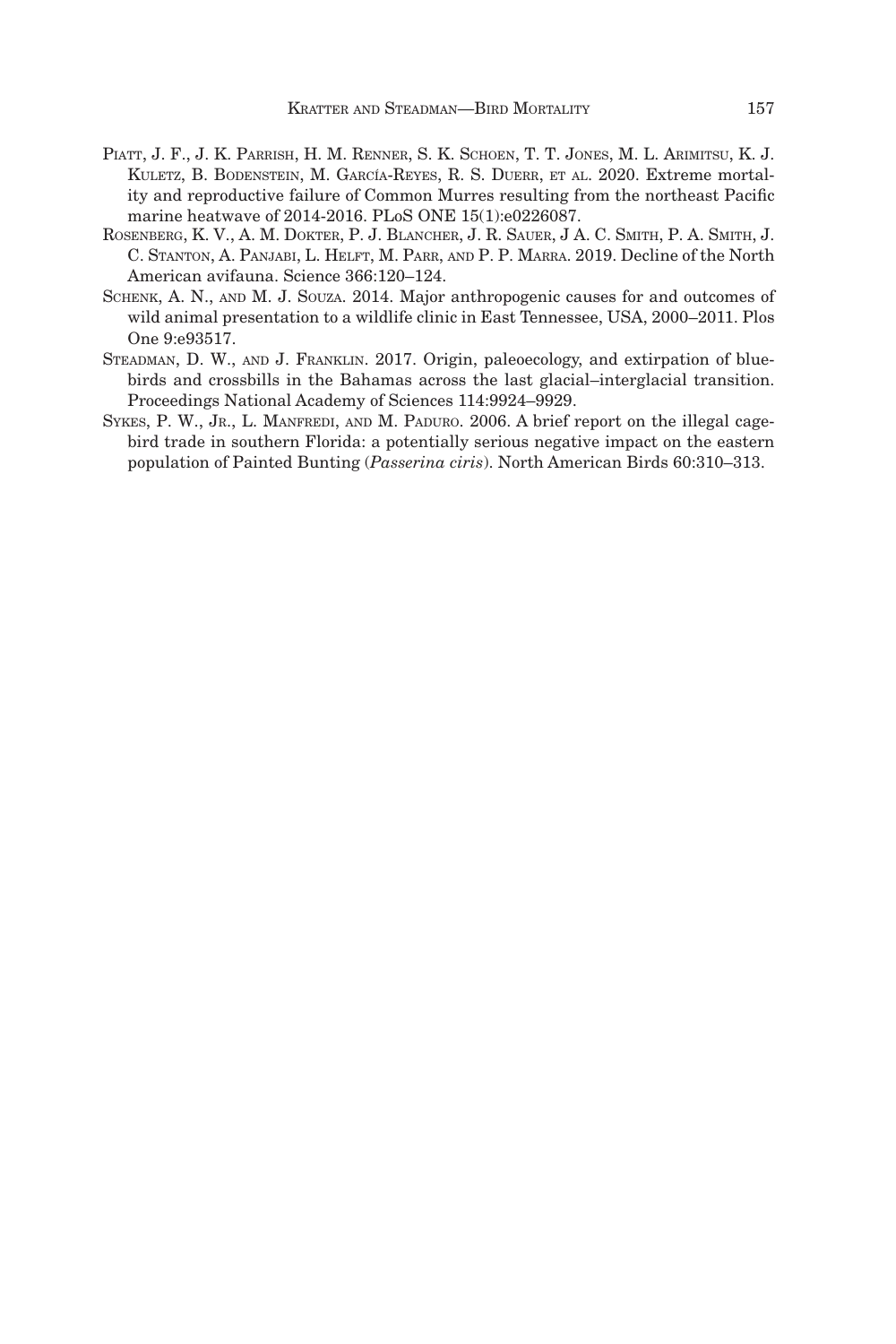Piatt, J. F., J. K. Parrish, H. M. Renner, S. K. Schoen, T. T. Jones, M. L. Arimitsu, K. J. Kuletz, B. Bodenstein, M. García-Reyes, R. S. Duerr, et al. 2020. Extreme mortality and reproductive failure of Common Murres resulting from the northeast Pacific marine heatwave of 2014-2016. PLoS ONE 15(1):e0226087.

Rosenberg, K. V., A. M. Dokter, P. J. Blancher, J. R. Sauer, J A. C. Smith, P. A. Smith, J. C. Stanton, A. Panjabi, L. Helft, M. Parr, and P. P. Marra. 2019. Decline of the North American avifauna. Science 366:120–124.

Schenk, A. N., and M. J. Souza. 2014. Major anthropogenic causes for and outcomes of wild animal presentation to a wildlife clinic in East Tennessee, USA, 2000–2011. Plos One 9:e93517.

Steadman, D. W., and J. Franklin. 2017. Origin, paleoecology, and extirpation of bluebirds and crossbills in the Bahamas across the last glacial–interglacial transition. Proceedings National Academy of Sciences 114:9924–9929.

Sykes, P. W., Jr., L. Manfredi, and M. Paduro. 2006. A brief report on the illegal cage-bird trade in southern Florida: a potentially serious negative impact on the eastern population of Painted Bunting (*Passerina ciris*). North American Birds 60:310–313.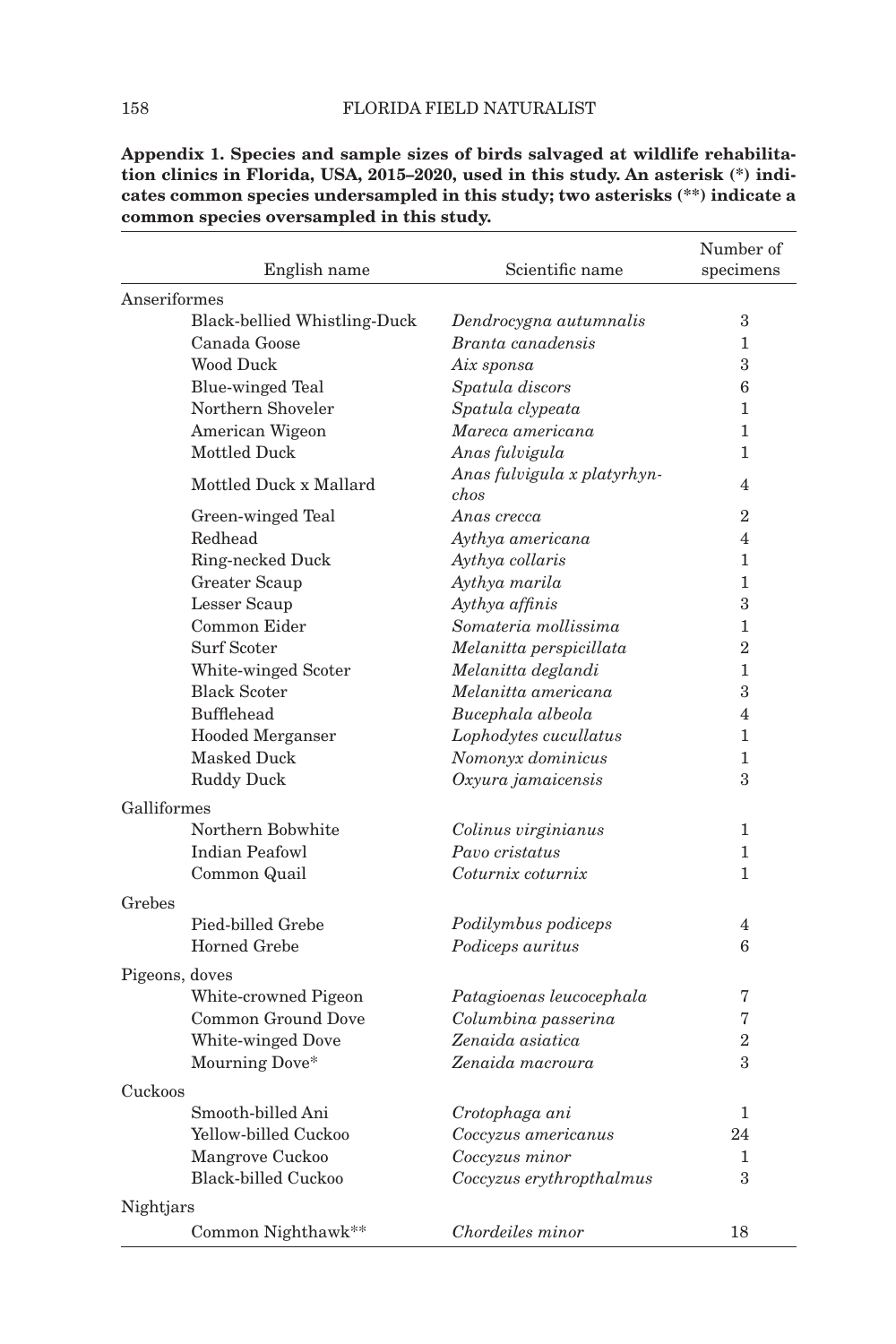**Appendix 1. Species and sample sizes of birds salvaged at wildlife rehabilitation clinics in Florida, USA, 2015–2020, used in this study. An asterisk (*) indicates common species undersampled in this study; two asterisks (**) indicate a common species oversampled in this study.**

| English name | Scientific name | Number of specimens |
|---|---|---|
| Anseriformes | | |
| Black-bellied Whistling-Duck | *Dendrocygna autumnalis* | 3 |
| Canada Goose | *Branta canadensis* | 1 |
| Wood Duck | *Aix sponsa* | 3 |
| Blue-winged Teal | *Spatula discors* | 6 |
| Northern Shoveler | *Spatula clypeata* | 1 |
| American Wigeon | *Mareca americana* | 1 |
| Mottled Duck | *Anas fulvigula* | 1 |
| Mottled Duck x Mallard | *Anas fulvigula x platyrhynchos* | 4 |
| Green-winged Teal | *Anas crecca* | 2 |
| Redhead | *Aythya americana* | 4 |
| Ring-necked Duck | *Aythya collaris* | 1 |
| Greater Scaup | *Aythya marila* | 1 |
| Lesser Scaup | *Aythya affinis* | 3 |
| Common Eider | *Somateria mollissima* | 1 |
| Surf Scoter | *Melanitta perspicillata* | 2 |
| White-winged Scoter | *Melanitta deglandi* | 1 |
| Black Scoter | *Melanitta americana* | 3 |
| Bufflehead | *Bucephala albeola* | 4 |
| Hooded Merganser | *Lophodytes cucullatus* | 1 |
| Masked Duck | *Nomonyx dominicus* | 1 |
| Ruddy Duck | *Oxyura jamaicensis* | 3 |
| Galliformes | | |
| Northern Bobwhite | *Colinus virginianus* | 1 |
| Indian Peafowl | *Pavo cristatus* | 1 |
| Common Quail | *Coturnix coturnix* | 1 |
| Grebes | | |
| Pied-billed Grebe | *Podilymbus podiceps* | 4 |
| Horned Grebe | *Podiceps auritus* | 6 |
| Pigeons, doves | | |
| White-crowned Pigeon | *Patagioenas leucocephala* | 7 |
| Common Ground Dove | *Columbina passerina* | 7 |
| White-winged Dove | *Zenaida asiatica* | 2 |
| Mourning Dove* | *Zenaida macroura* | 3 |
| Cuckoos | | |
| Smooth-billed Ani | *Crotophaga ani* | 1 |
| Yellow-billed Cuckoo | *Coccyzus americanus* | 24 |
| Mangrove Cuckoo | *Coccyzus minor* | 1 |
| Black-billed Cuckoo | *Coccyzus erythropthalmus* | 3 |
| Nightjars | | |
| Common Nighthawk** | *Chordeiles minor* | 18 |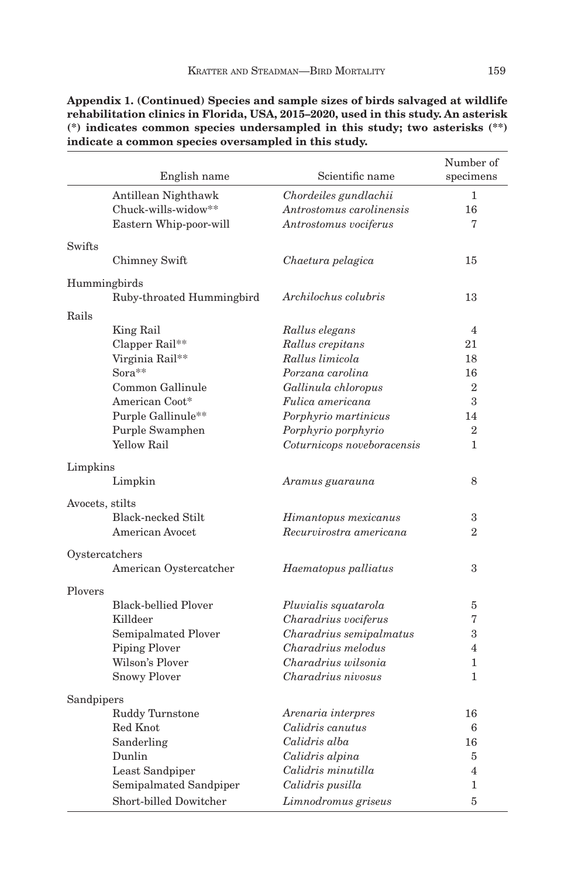**Appendix 1. (Continued) Species and sample sizes of birds salvaged at wildlife rehabilitation clinics in Florida, USA, 2015–2020, used in this study. An asterisk (*) indicates common species undersampled in this study; two asterisks (**) indicate a common species oversampled in this study.**

| | English name | Scientific name | Number of specimens |
|---|---|---|---|
| | Antillean Nighthawk | *Chordeiles gundlachii* | 1 |
| | Chuck-wills-widow** | *Antrostomus carolinensis* | 16 |
| | Eastern Whip-poor-will | *Antrostomus vociferus* | 7 |
| Swifts | | | |
| | Chimney Swift | *Chaetura pelagica* | 15 |
| Hummingbirds | | | |
| | Ruby-throated Hummingbird | *Archilochus colubris* | 13 |
| Rails | | | |
| | King Rail | *Rallus elegans* | 4 |
| | Clapper Rail** | *Rallus crepitans* | 21 |
| | Virginia Rail** | *Rallus limicola* | 18 |
| | Sora** | *Porzana carolina* | 16 |
| | Common Gallinule | *Gallinula chloropus* | 2 |
| | American Coot* | *Fulica americana* | 3 |
| | Purple Gallinule** | *Porphyrio martinicus* | 14 |
| | Purple Swamphen | *Porphyrio porphyrio* | 2 |
| | Yellow Rail | *Coturnicops noveboracensis* | 1 |
| Limpkins | | | |
| | Limpkin | *Aramus guarauna* | 8 |
| Avocets, stilts | | | |
| | Black-necked Stilt | *Himantopus mexicanus* | 3 |
| | American Avocet | *Recurvirostra americana* | 2 |
| Oystercatchers | | | |
| | American Oystercatcher | *Haematopus palliatus* | 3 |
| Plovers | | | |
| | Black-bellied Plover | *Pluvialis squatarola* | 5 |
| | Killdeer | *Charadrius vociferus* | 7 |
| | Semipalmated Plover | *Charadrius semipalmatus* | 3 |
| | Piping Plover | *Charadrius melodus* | 4 |
| | Wilson's Plover | *Charadrius wilsonia* | 1 |
| | Snowy Plover | *Charadrius nivosus* | 1 |
| Sandpipers | | | |
| | Ruddy Turnstone | *Arenaria interpres* | 16 |
| | Red Knot | *Calidris canutus* | 6 |
| | Sanderling | *Calidris alba* | 16 |
| | Dunlin | *Calidris alpina* | 5 |
| | Least Sandpiper | *Calidris minutilla* | 4 |
| | Semipalmated Sandpiper | *Calidris pusilla* | 1 |
| | Short-billed Dowitcher | *Limnodromus griseus* | 5 |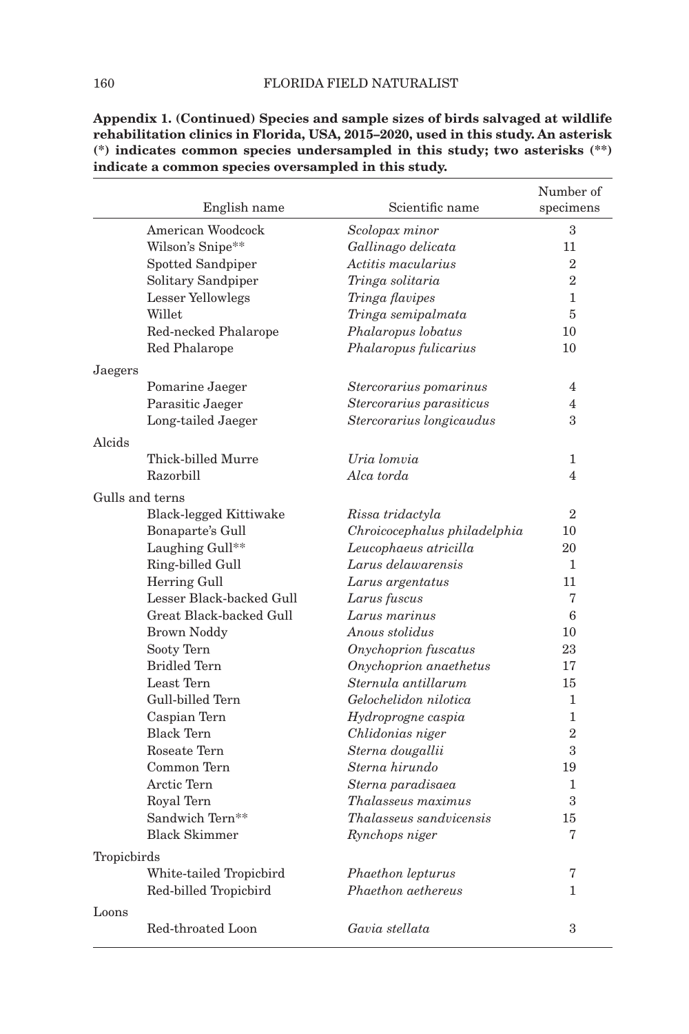**Appendix 1. (Continued) Species and sample sizes of birds salvaged at wildlife rehabilitation clinics in Florida, USA, 2015–2020, used in this study. An asterisk (*) indicates common species undersampled in this study; two asterisks (**) indicate a common species oversampled in this study.**

| English name | Scientific name | Number of specimens |
|---|---|---|
| American Woodcock | *Scolopax minor* | 3 |
| Wilson's Snipe** | *Gallinago delicata* | 11 |
| Spotted Sandpiper | *Actitis macularius* | 2 |
| Solitary Sandpiper | *Tringa solitaria* | 2 |
| Lesser Yellowlegs | *Tringa flavipes* | 1 |
| Willet | *Tringa semipalmata* | 5 |
| Red-necked Phalarope | *Phalaropus lobatus* | 10 |
| Red Phalarope | *Phalaropus fulicarius* | 10 |
| Jaegers | | |
| Pomarine Jaeger | *Stercorarius pomarinus* | 4 |
| Parasitic Jaeger | *Stercorarius parasiticus* | 4 |
| Long-tailed Jaeger | *Stercorarius longicaudus* | 3 |
| Alcids | | |
| Thick-billed Murre | *Uria lomvia* | 1 |
| Razorbill | *Alca torda* | 4 |
| Gulls and terns | | |
| Black-legged Kittiwake | *Rissa tridactyla* | 2 |
| Bonaparte's Gull | *Chroicocephalus philadelphia* | 10 |
| Laughing Gull** | *Leucophaeus atricilla* | 20 |
| Ring-billed Gull | *Larus delawarensis* | 1 |
| Herring Gull | *Larus argentatus* | 11 |
| Lesser Black-backed Gull | *Larus fuscus* | 7 |
| Great Black-backed Gull | *Larus marinus* | 6 |
| Brown Noddy | *Anous stolidus* | 10 |
| Sooty Tern | *Onychoprion fuscatus* | 23 |
| Bridled Tern | *Onychoprion anaethetus* | 17 |
| Least Tern | *Sternula antillarum* | 15 |
| Gull-billed Tern | *Gelochelidon nilotica* | 1 |
| Caspian Tern | *Hydroprogne caspia* | 1 |
| Black Tern | *Chlidonias niger* | 2 |
| Roseate Tern | *Sterna dougallii* | 3 |
| Common Tern | *Sterna hirundo* | 19 |
| Arctic Tern | *Sterna paradisaea* | 1 |
| Royal Tern | *Thalasseus maximus* | 3 |
| Sandwich Tern** | *Thalasseus sandvicensis* | 15 |
| Black Skimmer | *Rynchops niger* | 7 |
| Tropicbirds | | |
| White-tailed Tropicbird | *Phaethon lepturus* | 7 |
| Red-billed Tropicbird | *Phaethon aethereus* | 1 |
| Loons | | |
| Red-throated Loon | *Gavia stellata* | 3 |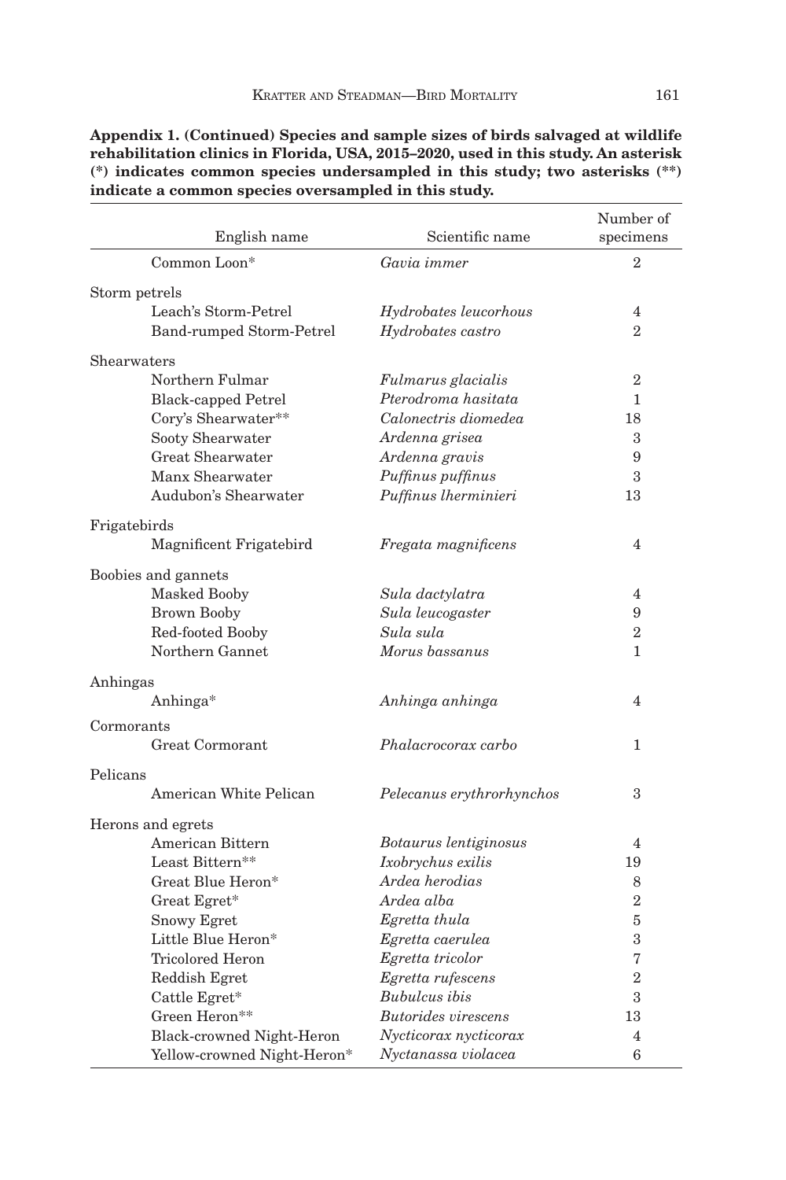**Appendix 1. (Continued) Species and sample sizes of birds salvaged at wildlife rehabilitation clinics in Florida, USA, 2015–2020, used in this study. An asterisk (*) indicates common species undersampled in this study; two asterisks (**) indicate a common species oversampled in this study.**

| English name | Scientific name | Number of specimens |
|---|---|---|
| Common Loon* | *Gavia immer* | 2 |
| Storm petrels | | |
| Leach's Storm-Petrel | *Hydrobates leucorhous* | 4 |
| Band-rumped Storm-Petrel | *Hydrobates castro* | 2 |
| Shearwaters | | |
| Northern Fulmar | *Fulmarus glacialis* | 2 |
| Black-capped Petrel | *Pterodroma hasitata* | 1 |
| Cory's Shearwater** | *Calonectris diomedea* | 18 |
| Sooty Shearwater | *Ardenna grisea* | 3 |
| Great Shearwater | *Ardenna gravis* | 9 |
| Manx Shearwater | *Puffinus puffinus* | 3 |
| Audubon's Shearwater | *Puffinus lherminieri* | 13 |
| Frigatebirds | | |
| Magnificent Frigatebird | *Fregata magnificens* | 4 |
| Boobies and gannets | | |
| Masked Booby | *Sula dactylatra* | 4 |
| Brown Booby | *Sula leucogaster* | 9 |
| Red-footed Booby | *Sula sula* | 2 |
| Northern Gannet | *Morus bassanus* | 1 |
| Anhingas | | |
| Anhinga* | *Anhinga anhinga* | 4 |
| Cormorants | | |
| Great Cormorant | *Phalacrocorax carbo* | 1 |
| Pelicans | | |
| American White Pelican | *Pelecanus erythrorhynchos* | 3 |
| Herons and egrets | | |
| American Bittern | *Botaurus lentiginosus* | 4 |
| Least Bittern** | *Ixobrychus exilis* | 19 |
| Great Blue Heron* | *Ardea herodias* | 8 |
| Great Egret* | *Ardea alba* | 2 |
| Snowy Egret | *Egretta thula* | 5 |
| Little Blue Heron* | *Egretta caerulea* | 3 |
| Tricolored Heron | *Egretta tricolor* | 7 |
| Reddish Egret | *Egretta rufescens* | 2 |
| Cattle Egret* | *Bubulcus ibis* | 3 |
| Green Heron** | *Butorides virescens* | 13 |
| Black-crowned Night-Heron | *Nycticorax nycticorax* | 4 |
| Yellow-crowned Night-Heron* | *Nyctanassa violacea* | 6 |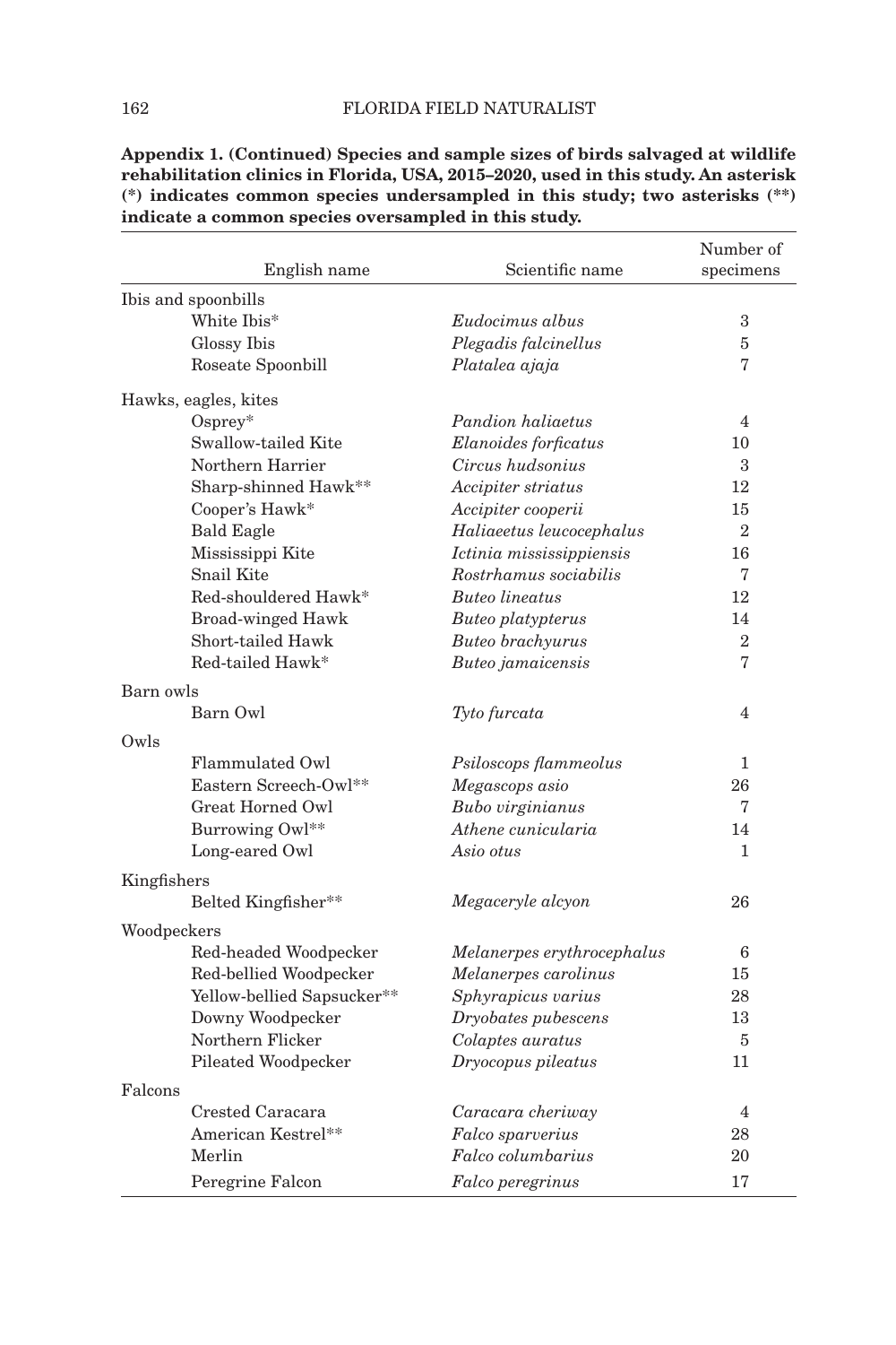**Appendix 1. (Continued) Species and sample sizes of birds salvaged at wildlife rehabilitation clinics in Florida, USA, 2015–2020, used in this study. An asterisk (*) indicates common species undersampled in this study; two asterisks (**) indicate a common species oversampled in this study.**

| English name | Scientific name | Number of specimens |
|---|---|---|
| Ibis and spoonbills | | |
| White Ibis* | *Eudocimus albus* | 3 |
| Glossy Ibis | *Plegadis falcinellus* | 5 |
| Roseate Spoonbill | *Platalea ajaja* | 7 |
| Hawks, eagles, kites | | |
| Osprey* | *Pandion haliaetus* | 4 |
| Swallow-tailed Kite | *Elanoides forficatus* | 10 |
| Northern Harrier | *Circus hudsonius* | 3 |
| Sharp-shinned Hawk** | *Accipiter striatus* | 12 |
| Cooper's Hawk* | *Accipiter cooperii* | 15 |
| Bald Eagle | *Haliaeetus leucocephalus* | 2 |
| Mississippi Kite | *Ictinia mississippiensis* | 16 |
| Snail Kite | *Rostrhamus sociabilis* | 7 |
| Red-shouldered Hawk* | *Buteo lineatus* | 12 |
| Broad-winged Hawk | *Buteo platypterus* | 14 |
| Short-tailed Hawk | *Buteo brachyurus* | 2 |
| Red-tailed Hawk* | *Buteo jamaicensis* | 7 |
| Barn owls | | |
| Barn Owl | *Tyto furcata* | 4 |
| Owls | | |
| Flammulated Owl | *Psiloscops flammeolus* | 1 |
| Eastern Screech-Owl** | *Megascops asio* | 26 |
| Great Horned Owl | *Bubo virginianus* | 7 |
| Burrowing Owl** | *Athene cunicularia* | 14 |
| Long-eared Owl | *Asio otus* | 1 |
| Kingfishers | | |
| Belted Kingfisher** | *Megaceryle alcyon* | 26 |
| Woodpeckers | | |
| Red-headed Woodpecker | *Melanerpes erythrocephalus* | 6 |
| Red-bellied Woodpecker | *Melanerpes carolinus* | 15 |
| Yellow-bellied Sapsucker** | *Sphyrapicus varius* | 28 |
| Downy Woodpecker | *Dryobates pubescens* | 13 |
| Northern Flicker | *Colaptes auratus* | 5 |
| Pileated Woodpecker | *Dryocopus pileatus* | 11 |
| Falcons | | |
| Crested Caracara | *Caracara cheriway* | 4 |
| American Kestrel** | *Falco sparverius* | 28 |
| Merlin | *Falco columbarius* | 20 |
| Peregrine Falcon | *Falco peregrinus* | 17 |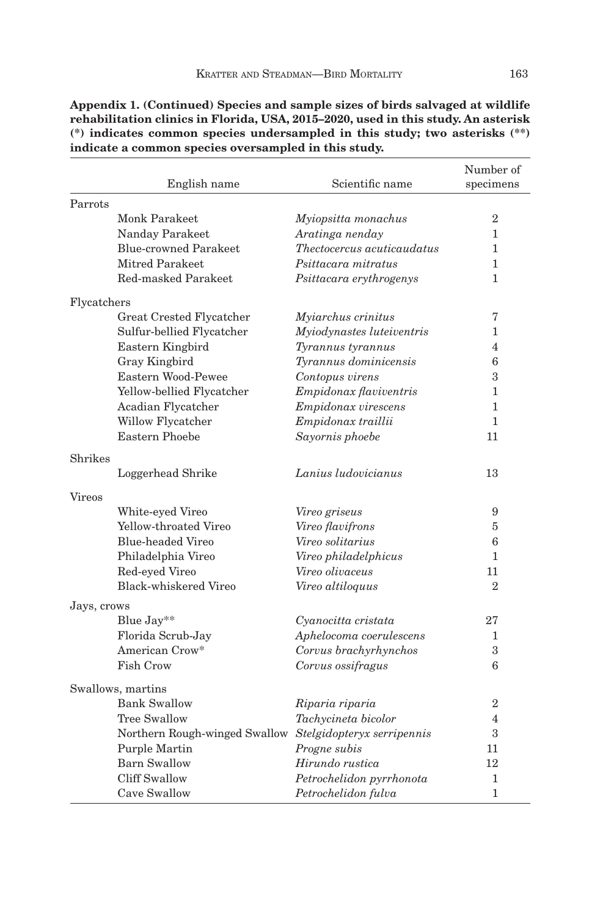**Appendix 1. (Continued) Species and sample sizes of birds salvaged at wildlife rehabilitation clinics in Florida, USA, 2015–2020, used in this study. An asterisk (*) indicates common species undersampled in this study; two asterisks (**) indicate a common species oversampled in this study.**

| English name | Scientific name | Number of specimens |
|---|---|---|
| Parrots | | |
| Monk Parakeet | *Myiopsitta monachus* | 2 |
| Nanday Parakeet | *Aratinga nenday* | 1 |
| Blue-crowned Parakeet | *Thectocercus acuticaudatus* | 1 |
| Mitred Parakeet | *Psittacara mitratus* | 1 |
| Red-masked Parakeet | *Psittacara erythrogenys* | 1 |
| Flycatchers | | |
| Great Crested Flycatcher | *Myiarchus crinitus* | 7 |
| Sulfur-bellied Flycatcher | *Myiodynastes luteiventris* | 1 |
| Eastern Kingbird | *Tyrannus tyrannus* | 4 |
| Gray Kingbird | *Tyrannus dominicensis* | 6 |
| Eastern Wood-Pewee | *Contopus virens* | 3 |
| Yellow-bellied Flycatcher | *Empidonax flaviventris* | 1 |
| Acadian Flycatcher | *Empidonax virescens* | 1 |
| Willow Flycatcher | *Empidonax traillii* | 1 |
| Eastern Phoebe | *Sayornis phoebe* | 11 |
| Shrikes | | |
| Loggerhead Shrike | *Lanius ludovicianus* | 13 |
| Vireos | | |
| White-eyed Vireo | *Vireo griseus* | 9 |
| Yellow-throated Vireo | *Vireo flavifrons* | 5 |
| Blue-headed Vireo | *Vireo solitarius* | 6 |
| Philadelphia Vireo | *Vireo philadelphicus* | 1 |
| Red-eyed Vireo | *Vireo olivaceus* | 11 |
| Black-whiskered Vireo | *Vireo altiloquus* | 2 |
| Jays, crows | | |
| Blue Jay** | *Cyanocitta cristata* | 27 |
| Florida Scrub-Jay | *Aphelocoma coerulescens* | 1 |
| American Crow* | *Corvus brachyrhynchos* | 3 |
| Fish Crow | *Corvus ossifragus* | 6 |
| Swallows, martins | | |
| Bank Swallow | *Riparia riparia* | 2 |
| Tree Swallow | *Tachycineta bicolor* | 4 |
| Northern Rough-winged Swallow | *Stelgidopteryx serripennis* | 3 |
| Purple Martin | *Progne subis* | 11 |
| Barn Swallow | *Hirundo rustica* | 12 |
| Cliff Swallow | *Petrochelidon pyrrhonota* | 1 |
| Cave Swallow | *Petrochelidon fulva* | 1 |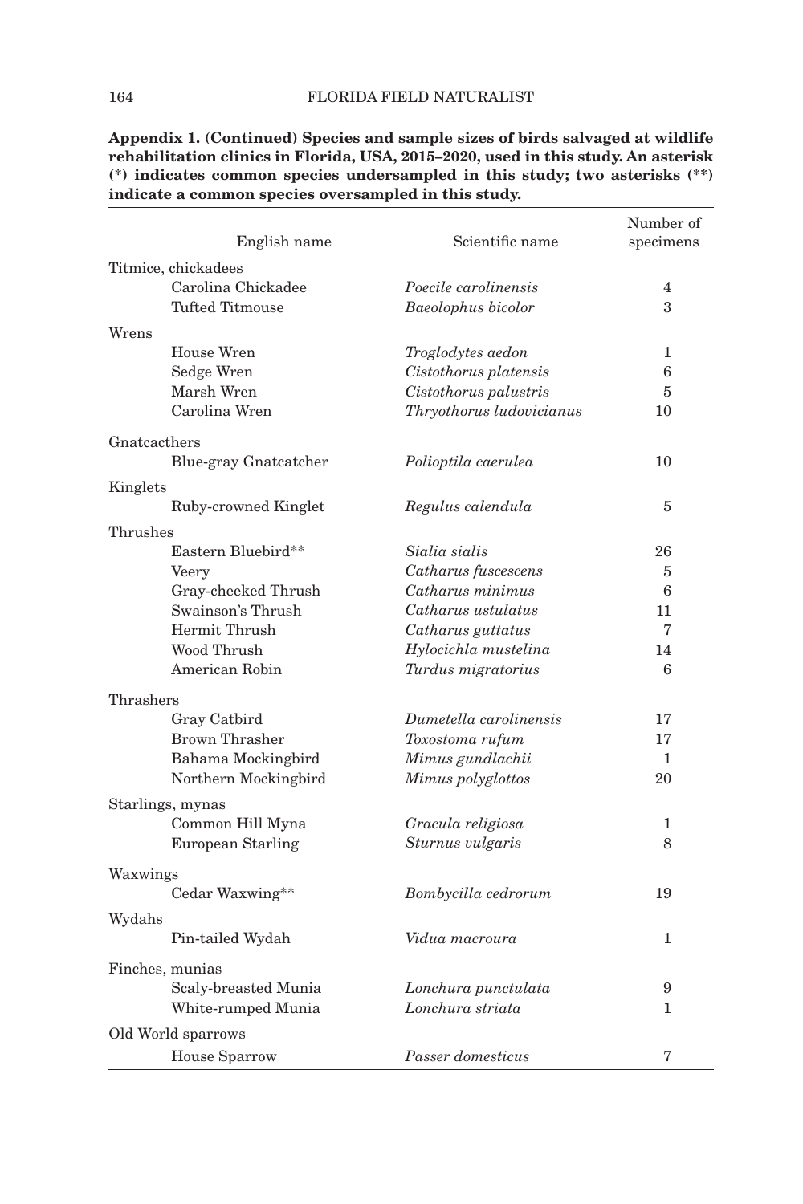**Appendix 1. (Continued) Species and sample sizes of birds salvaged at wildlife rehabilitation clinics in Florida, USA, 2015–2020, used in this study. An asterisk (*) indicates common species undersampled in this study; two asterisks (**) indicate a common species oversampled in this study.**

| English name | Scientific name | Number of specimens |
|---|---|---|
| Titmice, chickadees | | |
| Carolina Chickadee | *Poecile carolinensis* | 4 |
| Tufted Titmouse | *Baeolophus bicolor* | 3 |
| Wrens | | |
| House Wren | *Troglodytes aedon* | 1 |
| Sedge Wren | *Cistothorus platensis* | 6 |
| Marsh Wren | *Cistothorus palustris* | 5 |
| Carolina Wren | *Thryothorus ludovicianus* | 10 |
| Gnatcacthers | | |
| Blue-gray Gnatcatcher | *Polioptila caerulea* | 10 |
| Kinglets | | |
| Ruby-crowned Kinglet | *Regulus calendula* | 5 |
| Thrushes | | |
| Eastern Bluebird** | *Sialia sialis* | 26 |
| Veery | *Catharus fuscescens* | 5 |
| Gray-cheeked Thrush | *Catharus minimus* | 6 |
| Swainson's Thrush | *Catharus ustulatus* | 11 |
| Hermit Thrush | *Catharus guttatus* | 7 |
| Wood Thrush | *Hylocichla mustelina* | 14 |
| American Robin | *Turdus migratorius* | 6 |
| Thrashers | | |
| Gray Catbird | *Dumetella carolinensis* | 17 |
| Brown Thrasher | *Toxostoma rufum* | 17 |
| Bahama Mockingbird | *Mimus gundlachii* | 1 |
| Northern Mockingbird | *Mimus polyglottos* | 20 |
| Starlings, mynas | | |
| Common Hill Myna | *Gracula religiosa* | 1 |
| European Starling | *Sturnus vulgaris* | 8 |
| Waxwings | | |
| Cedar Waxwing** | *Bombycilla cedrorum* | 19 |
| Wydahs | | |
| Pin-tailed Wydah | *Vidua macroura* | 1 |
| Finches, munias | | |
| Scaly-breasted Munia | *Lonchura punctulata* | 9 |
| White-rumped Munia | *Lonchura striata* | 1 |
| Old World sparrows | | |
| House Sparrow | *Passer domesticus* | 7 |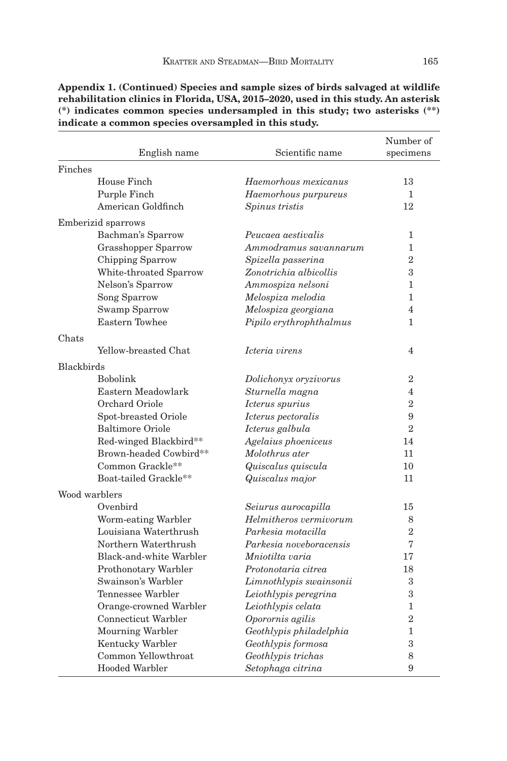**Appendix 1. (Continued) Species and sample sizes of birds salvaged at wildlife rehabilitation clinics in Florida, USA, 2015–2020, used in this study. An asterisk (*) indicates common species undersampled in this study; two asterisks (**) indicate a common species oversampled in this study.**

| English name | Scientific name | Number of specimens |
|---|---|---|
| Finches | | |
| House Finch | *Haemorhous mexicanus* | 13 |
| Purple Finch | *Haemorhous purpureus* | 1 |
| American Goldfinch | *Spinus tristis* | 12 |
| Emberizid sparrows | | |
| Bachman's Sparrow | *Peucaea aestivalis* | 1 |
| Grasshopper Sparrow | *Ammodramus savannarum* | 1 |
| Chipping Sparrow | *Spizella passerina* | 2 |
| White-throated Sparrow | *Zonotrichia albicollis* | 3 |
| Nelson's Sparrow | *Ammospiza nelsoni* | 1 |
| Song Sparrow | *Melospiza melodia* | 1 |
| Swamp Sparrow | *Melospiza georgiana* | 4 |
| Eastern Towhee | *Pipilo erythrophthalmus* | 1 |
| Chats | | |
| Yellow-breasted Chat | *Icteria virens* | 4 |
| Blackbirds | | |
| Bobolink | *Dolichonyx oryzivorus* | 2 |
| Eastern Meadowlark | *Sturnella magna* | 4 |
| Orchard Oriole | *Icterus spurius* | 2 |
| Spot-breasted Oriole | *Icterus pectoralis* | 9 |
| Baltimore Oriole | *Icterus galbula* | 2 |
| Red-winged Blackbird** | *Agelaius phoeniceus* | 14 |
| Brown-headed Cowbird** | *Molothrus ater* | 11 |
| Common Grackle** | *Quiscalus quiscula* | 10 |
| Boat-tailed Grackle** | *Quiscalus major* | 11 |
| Wood warblers | | |
| Ovenbird | *Seiurus aurocapilla* | 15 |
| Worm-eating Warbler | *Helmitheros vermivorum* | 8 |
| Louisiana Waterthrush | *Parkesia motacilla* | 2 |
| Northern Waterthrush | *Parkesia noveboracensis* | 7 |
| Black-and-white Warbler | *Mniotilta varia* | 17 |
| Prothonotary Warbler | *Protonotaria citrea* | 18 |
| Swainson's Warbler | *Limnothlypis swainsonii* | 3 |
| Tennessee Warbler | *Leiothlypis peregrina* | 3 |
| Orange-crowned Warbler | *Leiothlypis celata* | 1 |
| Connecticut Warbler | *Oporornis agilis* | 2 |
| Mourning Warbler | *Geothlypis philadelphia* | 1 |
| Kentucky Warbler | *Geothlypis formosa* | 3 |
| Common Yellowthroat | *Geothlypis trichas* | 8 |
| Hooded Warbler | *Setophaga citrina* | 9 |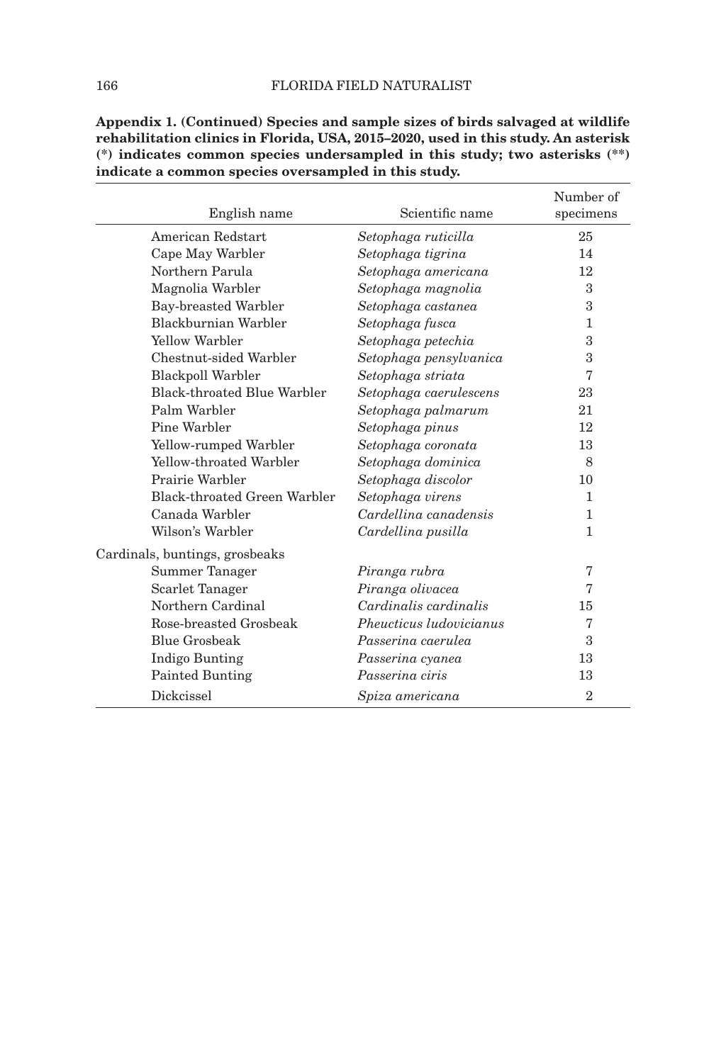**Appendix 1. (Continued) Species and sample sizes of birds salvaged at wildlife rehabilitation clinics in Florida, USA, 2015–2020, used in this study. An asterisk (*) indicates common species undersampled in this study; two asterisks (**) indicate a common species oversampled in this study.**

| English name | Scientific name | Number of specimens |
|---|---|---|
| American Redstart | *Setophaga ruticilla* | 25 |
| Cape May Warbler | *Setophaga tigrina* | 14 |
| Northern Parula | *Setophaga americana* | 12 |
| Magnolia Warbler | *Setophaga magnolia* | 3 |
| Bay-breasted Warbler | *Setophaga castanea* | 3 |
| Blackburnian Warbler | *Setophaga fusca* | 1 |
| Yellow Warbler | *Setophaga petechia* | 3 |
| Chestnut-sided Warbler | *Setophaga pensylvanica* | 3 |
| Blackpoll Warbler | *Setophaga striata* | 7 |
| Black-throated Blue Warbler | *Setophaga caerulescens* | 23 |
| Palm Warbler | *Setophaga palmarum* | 21 |
| Pine Warbler | *Setophaga pinus* | 12 |
| Yellow-rumped Warbler | *Setophaga coronata* | 13 |
| Yellow-throated Warbler | *Setophaga dominica* | 8 |
| Prairie Warbler | *Setophaga discolor* | 10 |
| Black-throated Green Warbler | *Setophaga virens* | 1 |
| Canada Warbler | *Cardellina canadensis* | 1 |
| Wilson's Warbler | *Cardellina pusilla* | 1 |
| Cardinals, buntings, grosbeaks | | |
| Summer Tanager | *Piranga rubra* | 7 |
| Scarlet Tanager | *Piranga olivacea* | 7 |
| Northern Cardinal | *Cardinalis cardinalis* | 15 |
| Rose-breasted Grosbeak | *Pheucticus ludovicianus* | 7 |
| Blue Grosbeak | *Passerina caerulea* | 3 |
| Indigo Bunting | *Passerina cyanea* | 13 |
| Painted Bunting | *Passerina ciris* | 13 |
| Dickcissel | *Spiza americana* | 2 |